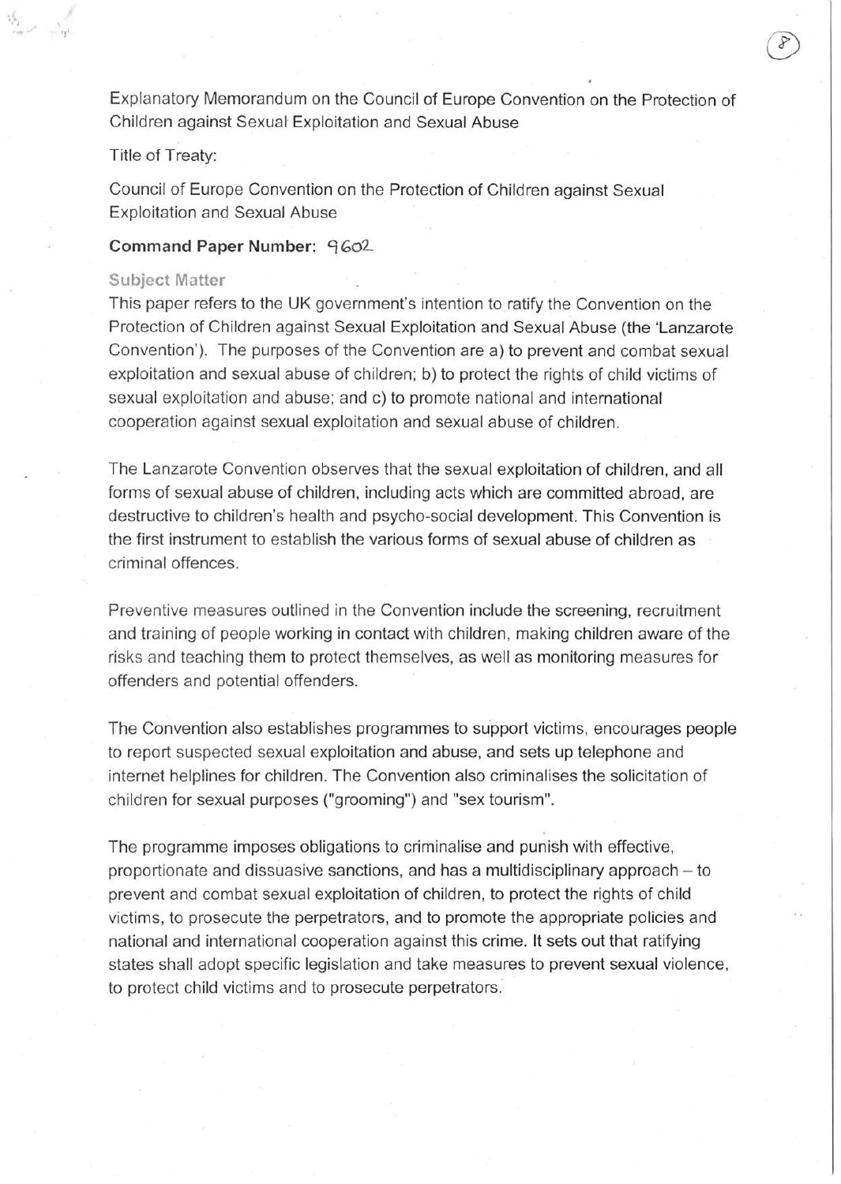Explanatory Memorandum on the Council of Europe Convention on the Protection of Children against Sexual Exploitation and Sexual Abuse

Title of Treaty:

Council of Europe Convention on the Protection of Children against Sexual Exploitation and Sexual Abuse

**Command Paper Number:** 9602

**Subject Matter**

This paper refers to the UK government's intention to ratify the Convention on the Protection of Children against Sexual Exploitation and Sexual Abuse (the 'Lanzarote Convention'). The purposes of the Convention are a) to prevent and combat sexual exploitation and sexual abuse of children; b) to protect the rights of child victims of sexual exploitation and abuse; and c) to promote national and international cooperation against sexual exploitation and sexual abuse of children.

The Lanzarote Convention observes that the sexual exploitation of children, and all forms of sexual abuse of children, including acts which are committed abroad, are destructive to children's health and psycho-social development. This Convention is the first instrument to establish the various forms of sexual abuse of children as criminal offences.

Preventive measures outlined in the Convention include the screening, recruitment and training of people working in contact with children, making children aware of the risks and teaching them to protect themselves, as well as monitoring measures for offenders and potential offenders.

The Convention also establishes programmes to support victims, encourages people to report suspected sexual exploitation and abuse, and sets up telephone and internet helplines for children. The Convention also criminalises the solicitation of children for sexual purposes ("grooming") and "sex tourism".

The programme imposes obligations to criminalise and punish with effective, proportionate and dissuasive sanctions, and has a multidisciplinary approach – to prevent and combat sexual exploitation of children, to protect the rights of child victims, to prosecute the perpetrators, and to promote the appropriate policies and national and international cooperation against this crime. It sets out that ratifying states shall adopt specific legislation and take measures to prevent sexual violence, to protect child victims and to prosecute perpetrators.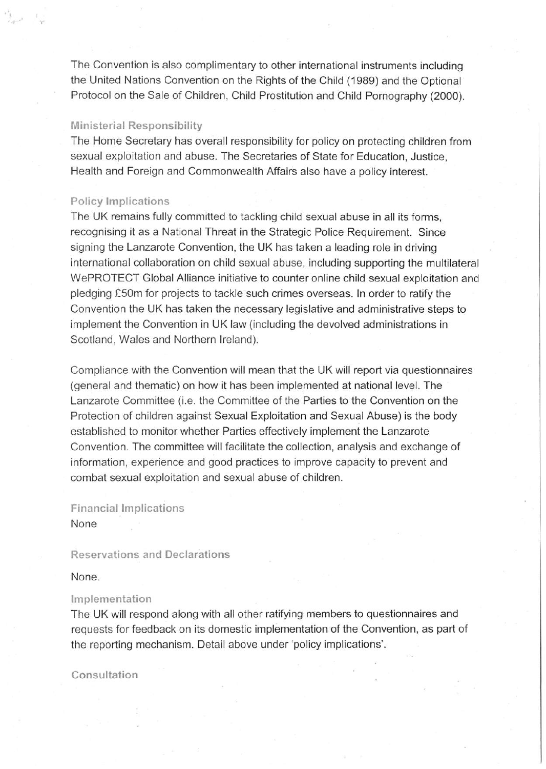The Convention is also complimentary to other international instruments including the United Nations Convention on the Rights of the Child (1989) and the Optional Protocol on the Sale of Children, Child Prostitution and Child Pornography (2000).

### Ministerial Responsibility

The Home Secretary has overall responsibility for policy on protecting children from sexual exploitation and abuse. The Secretaries of State for Education, Justice, Health and Foreign and Commonwealth Affairs also have a policy interest.

### Policy Implications

The UK remains fully committed to tackling child sexual abuse in all its forms, recognising it as a National Threat in the Strategic Police Requirement. Since signing the Lanzarote Convention, the UK has taken a leading role in driving international collaboration on child sexual abuse, including supporting the multilateral WePROTECT Global Alliance initiative to counter online child sexual exploitation and pledging £50m for projects to tackle such crimes overseas. In order to ratify the Convention the UK has taken the necessary legislative and administrative steps to implement the Convention in UK law (including the devolved administrations in Scotland, Wales and Northern Ireland).

Compliance with the Convention will mean that the UK will report via questionnaires (general and thematic) on how it has been implemented at national level. The Lanzarote Committee (i.e. the Committee of the Parties to the Convention on the Protection of children against Sexual Exploitation and Sexual Abuse) is the body established to monitor whether Parties effectively implement the Lanzarote Convention. The committee will facilitate the collection, analysis and exchange of information, experience and good practices to improve capacity to prevent and combat sexual exploitation and sexual abuse of children.

### Financial Implications

None

### Reservations and Declarations

None.

### Implementation

The UK will respond along with all other ratifying members to questionnaires and requests for feedback on its domestic implementation of the Convention, as part of the reporting mechanism. Detail above under 'policy implications'.

### Consultation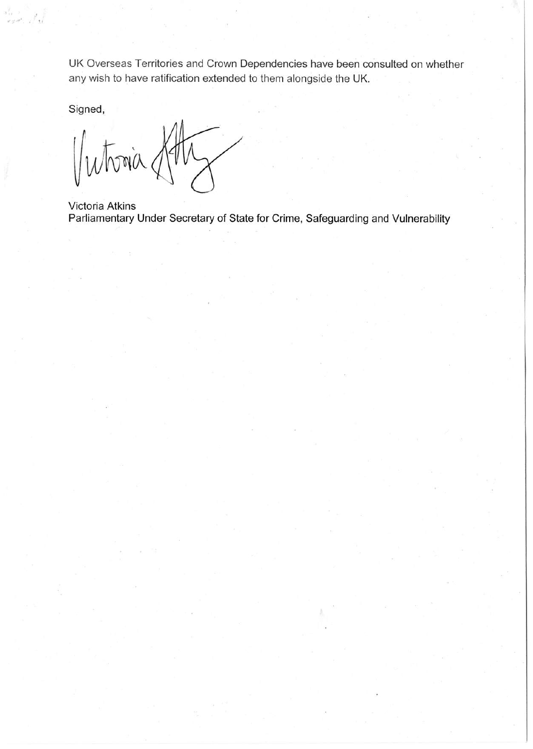UK Overseas Territories and Crown Dependencies have been consulted on whether any wish to have ratification extended to them alongside the UK.

Signed,

Victoria Atkins
Parliamentary Under Secretary of State for Crime, Safeguarding and Vulnerability